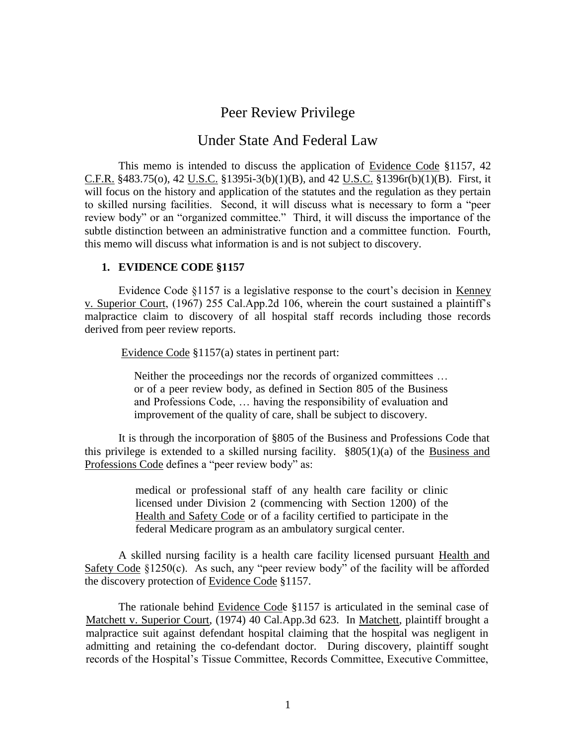// Peer Review Privilege

## Under State And Federal Law

This memo is intended to discuss the application of Evidence Code §1157, 42 C.F.R. §483.75(o), 42 U.S.C. §1395i-3(b)(1)(B), and 42 U.S.C. §1396r(b)(1)(B). First, it will focus on the history and application of the statutes and the regulation as they pertain to skilled nursing facilities. Second, it will discuss what is necessary to form a "peer review body" or an "organized committee." Third, it will discuss the importance of the subtle distinction between an administrative function and a committee function. Fourth, this memo will discuss what information is and is not subject to discovery.

### 1. EVIDENCE CODE §1157

Evidence Code §1157 is a legislative response to the court's decision in Kenney v. Superior Court, (1967) 255 Cal.App.2d 106, wherein the court sustained a plaintiff's malpractice claim to discovery of all hospital staff records including those records derived from peer review reports.

Evidence Code §1157(a) states in pertinent part:

> Neither the proceedings nor the records of organized committees … or of a peer review body, as defined in Section 805 of the Business and Professions Code, … having the responsibility of evaluation and improvement of the quality of care, shall be subject to discovery.

It is through the incorporation of §805 of the Business and Professions Code that this privilege is extended to a skilled nursing facility. §805(1)(a) of the Business and Professions Code defines a "peer review body" as:

> medical or professional staff of any health care facility or clinic licensed under Division 2 (commencing with Section 1200) of the Health and Safety Code or of a facility certified to participate in the federal Medicare program as an ambulatory surgical center.

A skilled nursing facility is a health care facility licensed pursuant Health and Safety Code §1250(c). As such, any "peer review body" of the facility will be afforded the discovery protection of Evidence Code §1157.

The rationale behind Evidence Code §1157 is articulated in the seminal case of Matchett v. Superior Court, (1974) 40 Cal.App.3d 623. In Matchett, plaintiff brought a malpractice suit against defendant hospital claiming that the hospital was negligent in admitting and retaining the co-defendant doctor. During discovery, plaintiff sought records of the Hospital's Tissue Committee, Records Committee, Executive Committee,

# Peer Review Privilege

## Under State And Federal Law

This memo is intended to discuss the application of Evidence Code §1157, 42 C.F.R. §483.75(o), 42 U.S.C. §1395i-3(b)(1)(B), and 42 U.S.C. §1396r(b)(1)(B). First, it will focus on the history and application of the statutes and the regulation as they pertain to skilled nursing facilities. Second, it will discuss what is necessary to form a "peer review body" or an "organized committee." Third, it will discuss the importance of the subtle distinction between an administrative function and a committee function. Fourth, this memo will discuss what information is and is not subject to discovery.

### 1. EVIDENCE CODE §1157

Evidence Code §1157 is a legislative response to the court's decision in Kenney v. Superior Court, (1967) 255 Cal.App.2d 106, wherein the court sustained a plaintiff's malpractice claim to discovery of all hospital staff records including those records derived from peer review reports.

Evidence Code §1157(a) states in pertinent part:

> Neither the proceedings nor the records of organized committees … or of a peer review body, as defined in Section 805 of the Business and Professions Code, … having the responsibility of evaluation and improvement of the quality of care, shall be subject to discovery.

It is through the incorporation of §805 of the Business and Professions Code that this privilege is extended to a skilled nursing facility. §805(1)(a) of the Business and Professions Code defines a "peer review body" as:

> medical or professional staff of any health care facility or clinic licensed under Division 2 (commencing with Section 1200) of the Health and Safety Code or of a facility certified to participate in the federal Medicare program as an ambulatory surgical center.

A skilled nursing facility is a health care facility licensed pursuant Health and Safety Code §1250(c). As such, any "peer review body" of the facility will be afforded the discovery protection of Evidence Code §1157.

The rationale behind Evidence Code §1157 is articulated in the seminal case of Matchett v. Superior Court, (1974) 40 Cal.App.3d 623. In Matchett, plaintiff brought a malpractice suit against defendant hospital claiming that the hospital was negligent in admitting and retaining the co-defendant doctor. During discovery, plaintiff sought records of the Hospital's Tissue Committee, Records Committee, Executive Committee,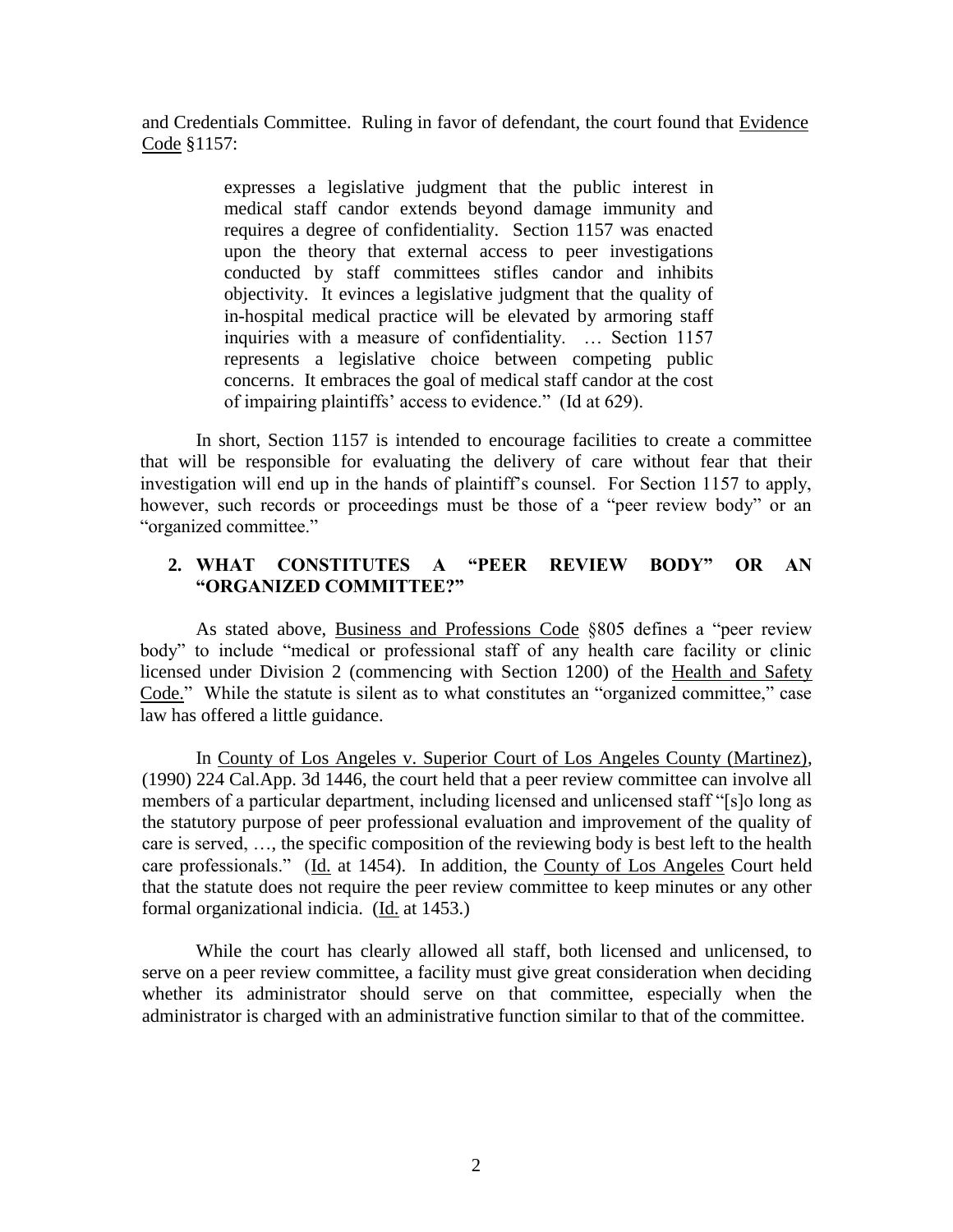and Credentials Committee. Ruling in favor of defendant, the court found that Evidence Code §1157:

> expresses a legislative judgment that the public interest in medical staff candor extends beyond damage immunity and requires a degree of confidentiality. Section 1157 was enacted upon the theory that external access to peer investigations conducted by staff committees stifles candor and inhibits objectivity. It evinces a legislative judgment that the quality of in-hospital medical practice will be elevated by armoring staff inquiries with a measure of confidentiality. … Section 1157 represents a legislative choice between competing public concerns. It embraces the goal of medical staff candor at the cost of impairing plaintiffs' access to evidence." (Id at 629).

In short, Section 1157 is intended to encourage facilities to create a committee that will be responsible for evaluating the delivery of care without fear that their investigation will end up in the hands of plaintiff's counsel. For Section 1157 to apply, however, such records or proceedings must be those of a "peer review body" or an "organized committee."

## 2. WHAT CONSTITUTES A "PEER REVIEW BODY" OR AN "ORGANIZED COMMITTEE?"

As stated above, Business and Professions Code §805 defines a "peer review body" to include "medical or professional staff of any health care facility or clinic licensed under Division 2 (commencing with Section 1200) of the Health and Safety Code." While the statute is silent as to what constitutes an "organized committee," case law has offered a little guidance.

In County of Los Angeles v. Superior Court of Los Angeles County (Martinez), (1990) 224 Cal.App. 3d 1446, the court held that a peer review committee can involve all members of a particular department, including licensed and unlicensed staff "[s]o long as the statutory purpose of peer professional evaluation and improvement of the quality of care is served, …, the specific composition of the reviewing body is best left to the health care professionals." (Id. at 1454). In addition, the County of Los Angeles Court held that the statute does not require the peer review committee to keep minutes or any other formal organizational indicia. (Id. at 1453.)

While the court has clearly allowed all staff, both licensed and unlicensed, to serve on a peer review committee, a facility must give great consideration when deciding whether its administrator should serve on that committee, especially when the administrator is charged with an administrative function similar to that of the committee.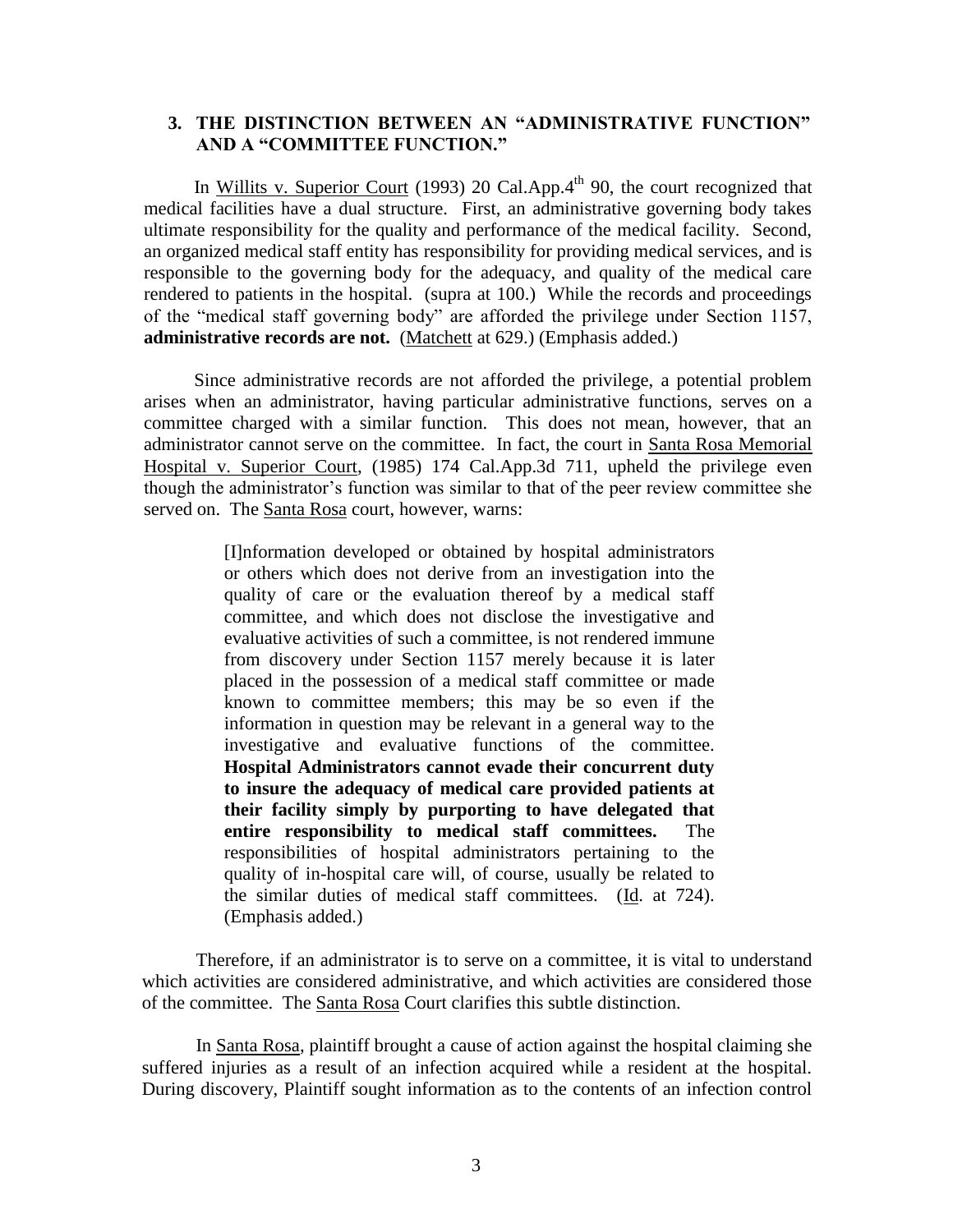### 3. THE DISTINCTION BETWEEN AN "ADMINISTRATIVE FUNCTION" AND A "COMMITTEE FUNCTION."

In Willits v. Superior Court (1993) 20 Cal.App.4[th] 90, the court recognized that medical facilities have a dual structure. First, an administrative governing body takes ultimate responsibility for the quality and performance of the medical facility. Second, an organized medical staff entity has responsibility for providing medical services, and is responsible to the governing body for the adequacy, and quality of the medical care rendered to patients in the hospital. (supra at 100.) While the records and proceedings of the "medical staff governing body" are afforded the privilege under Section 1157, **administrative records are not.** (Matchett at 629.) (Emphasis added.)

Since administrative records are not afforded the privilege, a potential problem arises when an administrator, having particular administrative functions, serves on a committee charged with a similar function. This does not mean, however, that an administrator cannot serve on the committee. In fact, the court in Santa Rosa Memorial Hospital v. Superior Court, (1985) 174 Cal.App.3d 711, upheld the privilege even though the administrator's function was similar to that of the peer review committee she served on. The Santa Rosa court, however, warns:

> [I]nformation developed or obtained by hospital administrators or others which does not derive from an investigation into the quality of care or the evaluation thereof by a medical staff committee, and which does not disclose the investigative and evaluative activities of such a committee, is not rendered immune from discovery under Section 1157 merely because it is later placed in the possession of a medical staff committee or made known to committee members; this may be so even if the information in question may be relevant in a general way to the investigative and evaluative functions of the committee. **Hospital Administrators cannot evade their concurrent duty to insure the adequacy of medical care provided patients at their facility simply by purporting to have delegated that entire responsibility to medical staff committees.** The responsibilities of hospital administrators pertaining to the quality of in-hospital care will, of course, usually be related to the similar duties of medical staff committees. (Id. at 724). (Emphasis added.)

Therefore, if an administrator is to serve on a committee, it is vital to understand which activities are considered administrative, and which activities are considered those of the committee. The Santa Rosa Court clarifies this subtle distinction.

In Santa Rosa, plaintiff brought a cause of action against the hospital claiming she suffered injuries as a result of an infection acquired while a resident at the hospital. During discovery, Plaintiff sought information as to the contents of an infection control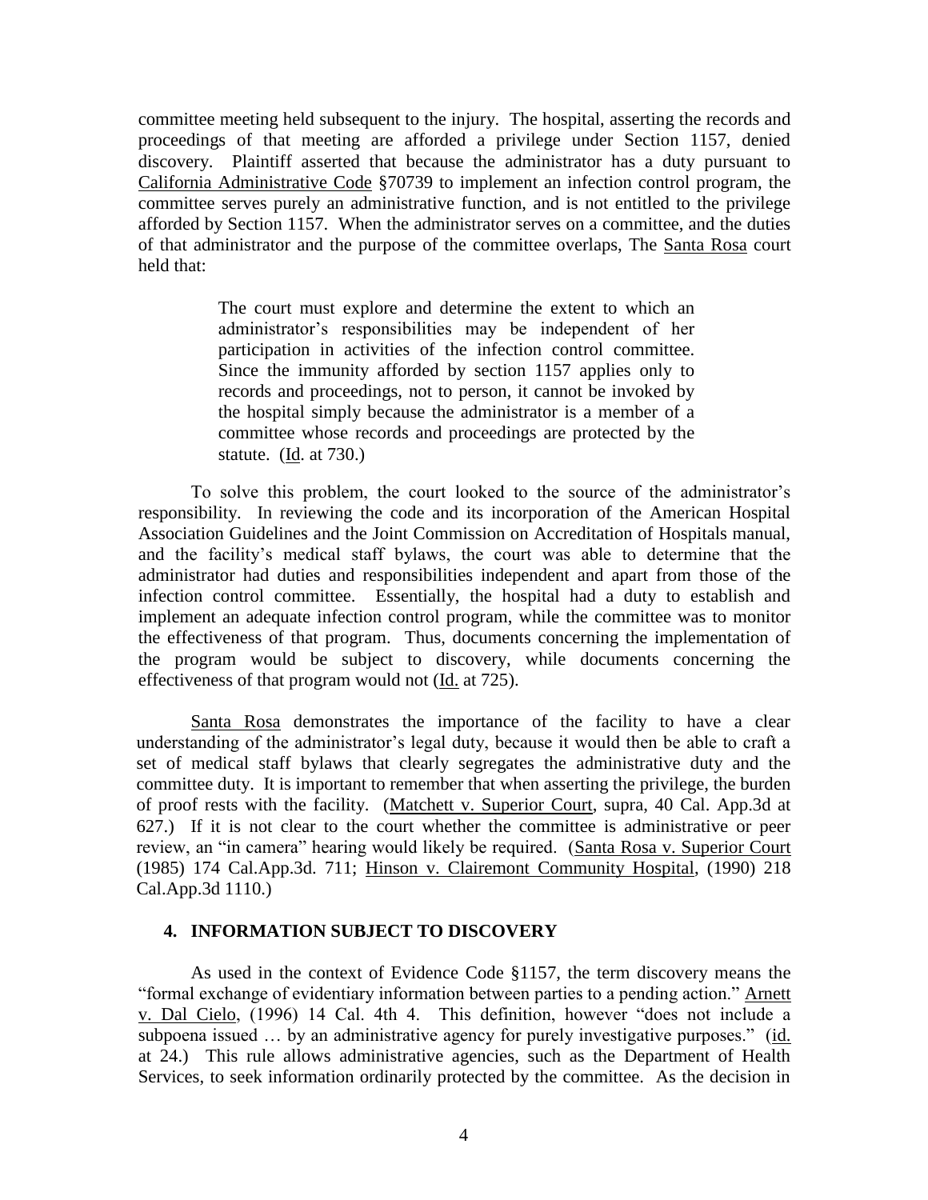committee meeting held subsequent to the injury. The hospital, asserting the records and proceedings of that meeting are afforded a privilege under Section 1157, denied discovery. Plaintiff asserted that because the administrator has a duty pursuant to California Administrative Code §70739 to implement an infection control program, the committee serves purely an administrative function, and is not entitled to the privilege afforded by Section 1157. When the administrator serves on a committee, and the duties of that administrator and the purpose of the committee overlaps, The Santa Rosa court held that:

> The court must explore and determine the extent to which an administrator's responsibilities may be independent of her participation in activities of the infection control committee. Since the immunity afforded by section 1157 applies only to records and proceedings, not to person, it cannot be invoked by the hospital simply because the administrator is a member of a committee whose records and proceedings are protected by the statute. (Id. at 730.)

To solve this problem, the court looked to the source of the administrator's responsibility. In reviewing the code and its incorporation of the American Hospital Association Guidelines and the Joint Commission on Accreditation of Hospitals manual, and the facility's medical staff bylaws, the court was able to determine that the administrator had duties and responsibilities independent and apart from those of the infection control committee. Essentially, the hospital had a duty to establish and implement an adequate infection control program, while the committee was to monitor the effectiveness of that program. Thus, documents concerning the implementation of the program would be subject to discovery, while documents concerning the effectiveness of that program would not (Id. at 725).

Santa Rosa demonstrates the importance of the facility to have a clear understanding of the administrator's legal duty, because it would then be able to craft a set of medical staff bylaws that clearly segregates the administrative duty and the committee duty. It is important to remember that when asserting the privilege, the burden of proof rests with the facility. (Matchett v. Superior Court, supra, 40 Cal. App.3d at 627.) If it is not clear to the court whether the committee is administrative or peer review, an "in camera" hearing would likely be required. (Santa Rosa v. Superior Court (1985) 174 Cal.App.3d. 711; Hinson v. Clairemont Community Hospital, (1990) 218 Cal.App.3d 1110.)

## 4. INFORMATION SUBJECT TO DISCOVERY

As used in the context of Evidence Code §1157, the term discovery means the "formal exchange of evidentiary information between parties to a pending action." Arnett v. Dal Cielo, (1996) 14 Cal. 4th 4. This definition, however "does not include a subpoena issued … by an administrative agency for purely investigative purposes." (id. at 24.) This rule allows administrative agencies, such as the Department of Health Services, to seek information ordinarily protected by the committee. As the decision in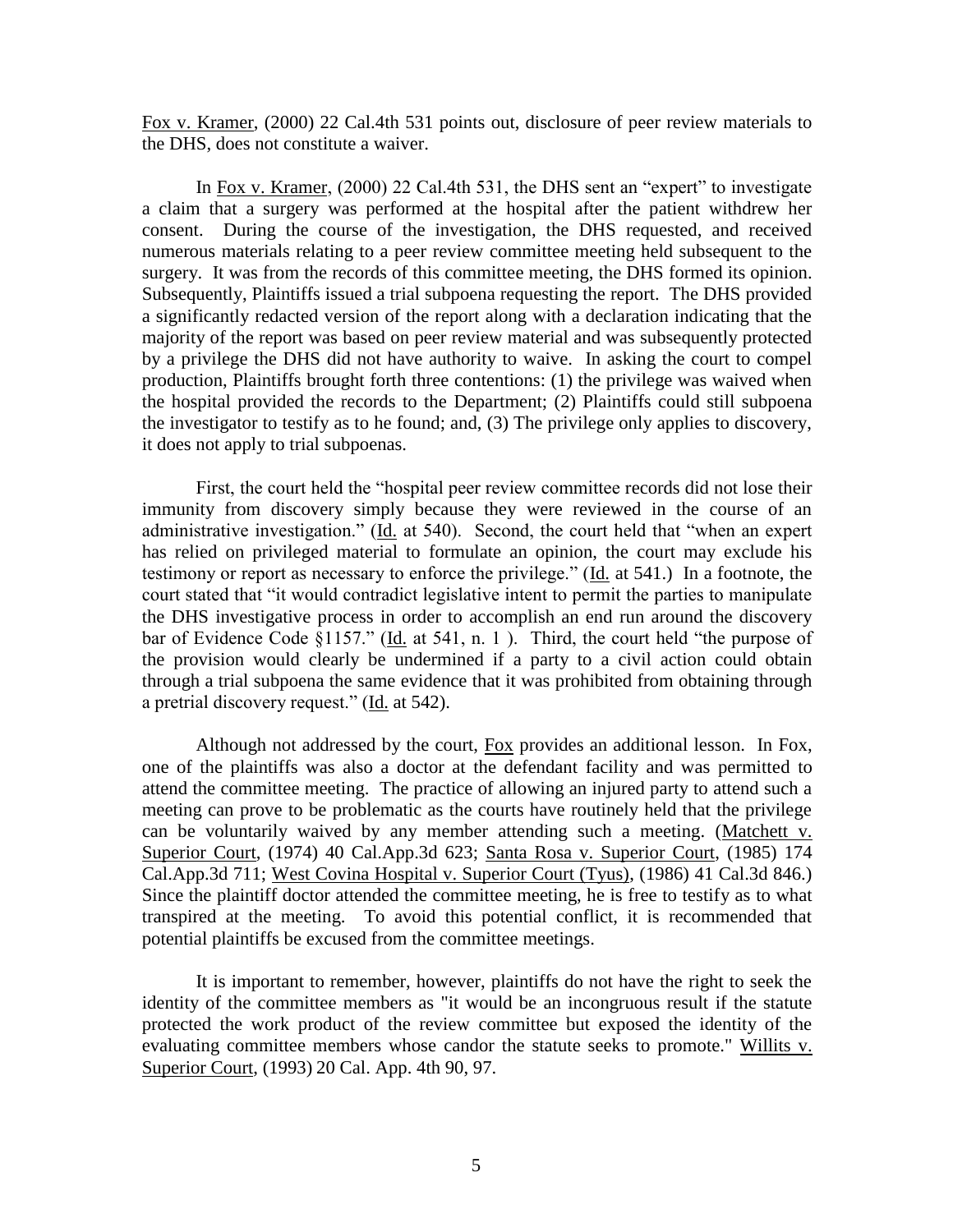Fox v. Kramer, (2000) 22 Cal.4th 531 points out, disclosure of peer review materials to the DHS, does not constitute a waiver.

In Fox v. Kramer, (2000) 22 Cal.4th 531, the DHS sent an "expert" to investigate a claim that a surgery was performed at the hospital after the patient withdrew her consent. During the course of the investigation, the DHS requested, and received numerous materials relating to a peer review committee meeting held subsequent to the surgery. It was from the records of this committee meeting, the DHS formed its opinion. Subsequently, Plaintiffs issued a trial subpoena requesting the report. The DHS provided a significantly redacted version of the report along with a declaration indicating that the majority of the report was based on peer review material and was subsequently protected by a privilege the DHS did not have authority to waive. In asking the court to compel production, Plaintiffs brought forth three contentions: (1) the privilege was waived when the hospital provided the records to the Department; (2) Plaintiffs could still subpoena the investigator to testify as to he found; and, (3) The privilege only applies to discovery, it does not apply to trial subpoenas.

First, the court held the "hospital peer review committee records did not lose their immunity from discovery simply because they were reviewed in the course of an administrative investigation." (Id. at 540). Second, the court held that "when an expert has relied on privileged material to formulate an opinion, the court may exclude his testimony or report as necessary to enforce the privilege." (Id. at 541.) In a footnote, the court stated that "it would contradict legislative intent to permit the parties to manipulate the DHS investigative process in order to accomplish an end run around the discovery bar of Evidence Code §1157." (Id. at 541, n. 1 ). Third, the court held "the purpose of the provision would clearly be undermined if a party to a civil action could obtain through a trial subpoena the same evidence that it was prohibited from obtaining through a pretrial discovery request." (Id. at 542).

Although not addressed by the court, Fox provides an additional lesson. In Fox, one of the plaintiffs was also a doctor at the defendant facility and was permitted to attend the committee meeting. The practice of allowing an injured party to attend such a meeting can prove to be problematic as the courts have routinely held that the privilege can be voluntarily waived by any member attending such a meeting. (Matchett v. Superior Court, (1974) 40 Cal.App.3d 623; Santa Rosa v. Superior Court, (1985) 174 Cal.App.3d 711; West Covina Hospital v. Superior Court (Tyus), (1986) 41 Cal.3d 846.) Since the plaintiff doctor attended the committee meeting, he is free to testify as to what transpired at the meeting. To avoid this potential conflict, it is recommended that potential plaintiffs be excused from the committee meetings.

It is important to remember, however, plaintiffs do not have the right to seek the identity of the committee members as "it would be an incongruous result if the statute protected the work product of the review committee but exposed the identity of the evaluating committee members whose candor the statute seeks to promote." Willits v. Superior Court, (1993) 20 Cal. App. 4th 90, 97.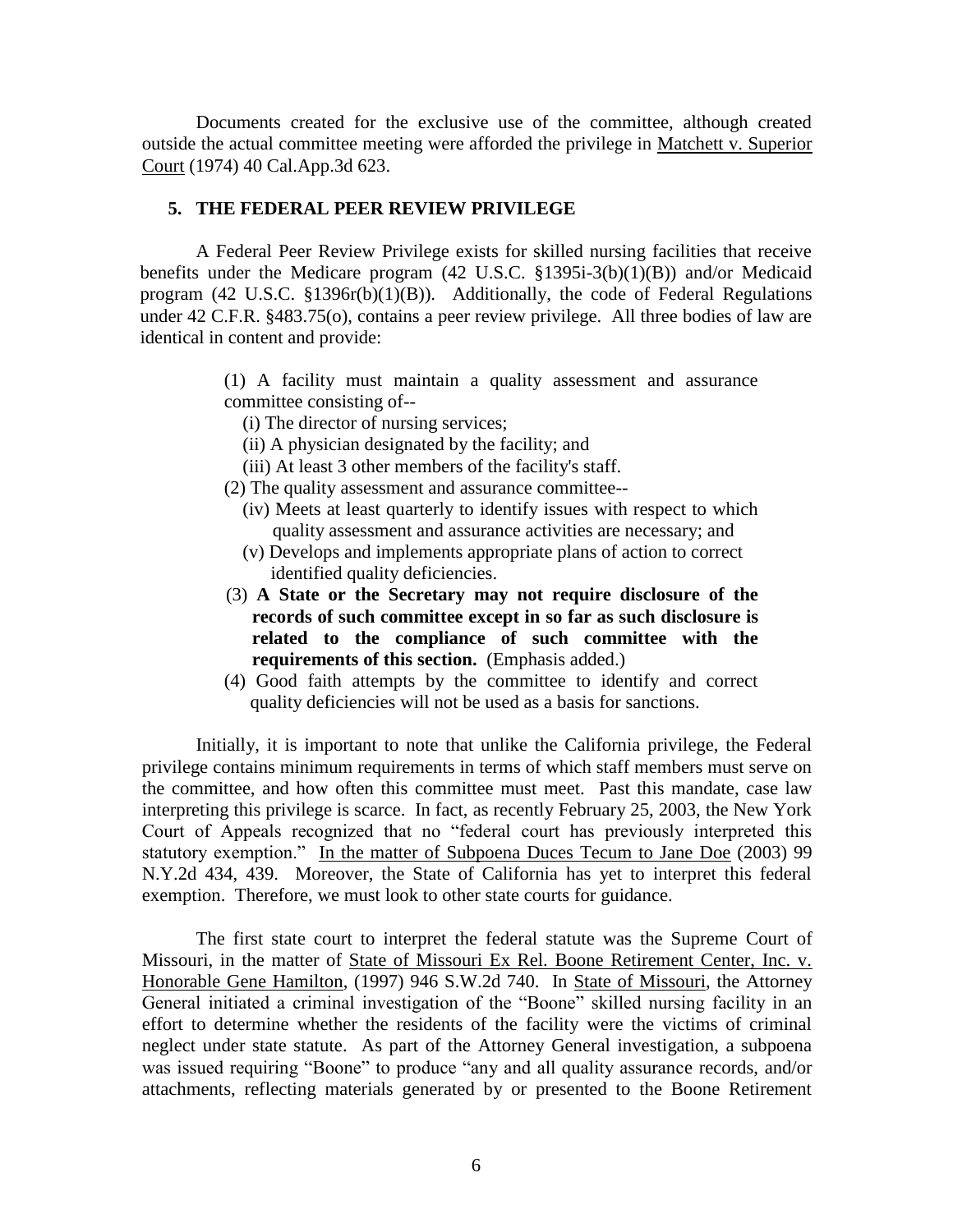Documents created for the exclusive use of the committee, although created outside the actual committee meeting were afforded the privilege in <u>Matchett v. Superior Court</u> (1974) 40 Cal.App.3d 623.

## 5. THE FEDERAL PEER REVIEW PRIVILEGE

A Federal Peer Review Privilege exists for skilled nursing facilities that receive benefits under the Medicare program (42 U.S.C. §1395i-3(b)(1)(B)) and/or Medicaid program (42 U.S.C. §1396r(b)(1)(B)). Additionally, the code of Federal Regulations under 42 C.F.R. §483.75(o), contains a peer review privilege. All three bodies of law are identical in content and provide:

> (1) A facility must maintain a quality assessment and assurance committee consisting of--
>
> (i) The director of nursing services;
>
> (ii) A physician designated by the facility; and
>
> (iii) At least 3 other members of the facility's staff.
>
> (2) The quality assessment and assurance committee--
>
> (iv) Meets at least quarterly to identify issues with respect to which quality assessment and assurance activities are necessary; and
>
> (v) Develops and implements appropriate plans of action to correct identified quality deficiencies.
>
> (3) **A State or the Secretary may not require disclosure of the records of such committee except in so far as such disclosure is related to the compliance of such committee with the requirements of this section.** (Emphasis added.)
>
> (4) Good faith attempts by the committee to identify and correct quality deficiencies will not be used as a basis for sanctions.

Initially, it is important to note that unlike the California privilege, the Federal privilege contains minimum requirements in terms of which staff members must serve on the committee, and how often this committee must meet. Past this mandate, case law interpreting this privilege is scarce. In fact, as recently February 25, 2003, the New York Court of Appeals recognized that no "federal court has previously interpreted this statutory exemption." <u>In the matter of Subpoena Duces Tecum to Jane Doe</u> (2003) 99 N.Y.2d 434, 439. Moreover, the State of California has yet to interpret this federal exemption. Therefore, we must look to other state courts for guidance.

The first state court to interpret the federal statute was the Supreme Court of Missouri, in the matter of <u>State of Missouri Ex Rel. Boone Retirement Center, Inc. v. Honorable Gene Hamilton</u>, (1997) 946 S.W.2d 740. In <u>State of Missouri</u>, the Attorney General initiated a criminal investigation of the "Boone" skilled nursing facility in an effort to determine whether the residents of the facility were the victims of criminal neglect under state statute. As part of the Attorney General investigation, a subpoena was issued requiring "Boone" to produce "any and all quality assurance records, and/or attachments, reflecting materials generated by or presented to the Boone Retirement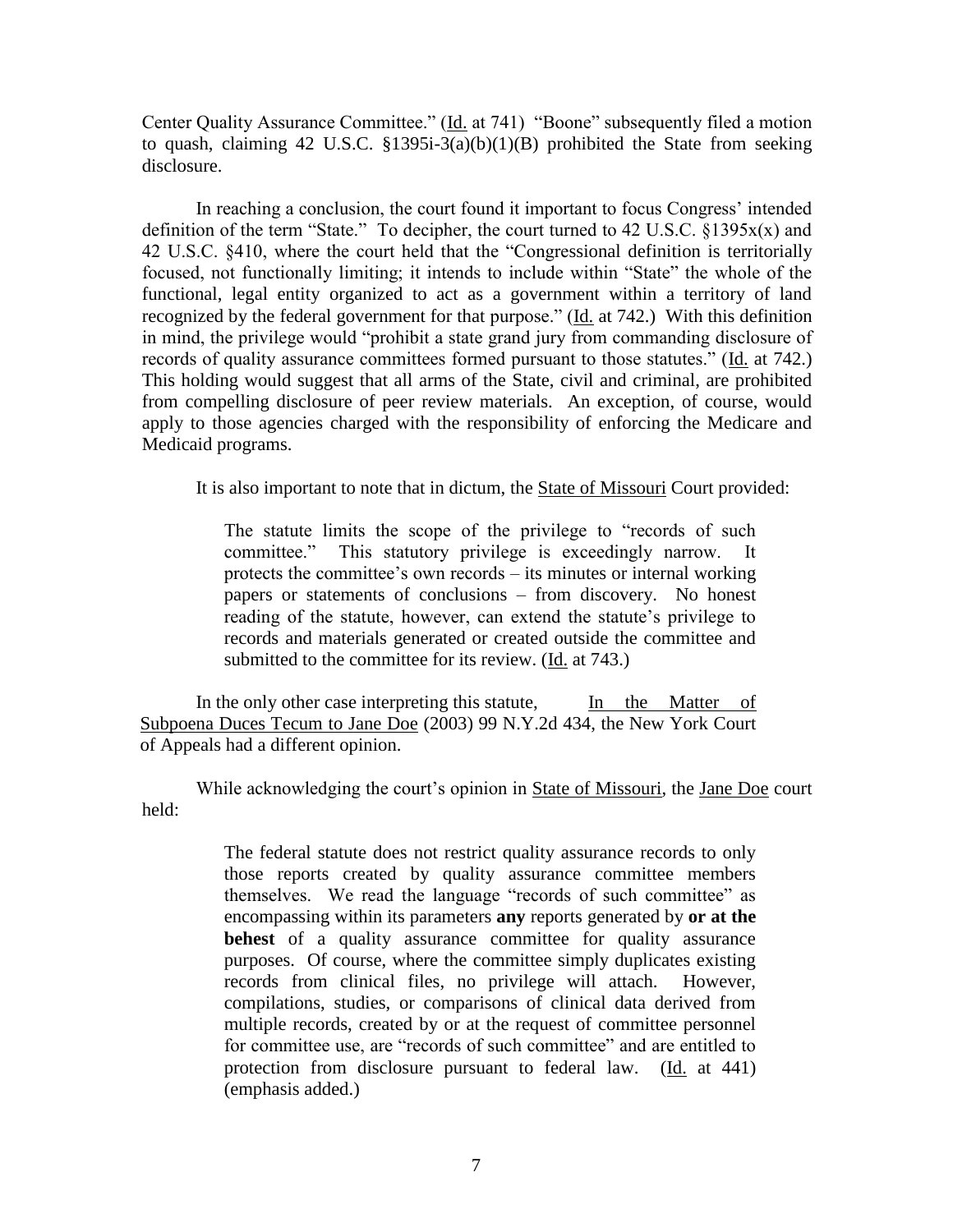Center Quality Assurance Committee." (Id. at 741) "Boone" subsequently filed a motion to quash, claiming 42 U.S.C. §1395i-3(a)(b)(1)(B) prohibited the State from seeking disclosure.

In reaching a conclusion, the court found it important to focus Congress' intended definition of the term "State." To decipher, the court turned to 42 U.S.C. §1395x(x) and 42 U.S.C. §410, where the court held that the "Congressional definition is territorially focused, not functionally limiting; it intends to include within "State" the whole of the functional, legal entity organized to act as a government within a territory of land recognized by the federal government for that purpose." (Id. at 742.) With this definition in mind, the privilege would "prohibit a state grand jury from commanding disclosure of records of quality assurance committees formed pursuant to those statutes." (Id. at 742.) This holding would suggest that all arms of the State, civil and criminal, are prohibited from compelling disclosure of peer review materials. An exception, of course, would apply to those agencies charged with the responsibility of enforcing the Medicare and Medicaid programs.

It is also important to note that in dictum, the State of Missouri Court provided:

> The statute limits the scope of the privilege to "records of such committee." This statutory privilege is exceedingly narrow. It protects the committee's own records – its minutes or internal working papers or statements of conclusions – from discovery. No honest reading of the statute, however, can extend the statute's privilege to records and materials generated or created outside the committee and submitted to the committee for its review. (Id. at 743.)

In the only other case interpreting this statute, In the Matter of Subpoena Duces Tecum to Jane Doe (2003) 99 N.Y.2d 434, the New York Court of Appeals had a different opinion.

While acknowledging the court's opinion in State of Missouri, the Jane Doe court held:

> The federal statute does not restrict quality assurance records to only those reports created by quality assurance committee members themselves. We read the language "records of such committee" as encompassing within its parameters **any** reports generated by **or at the behest** of a quality assurance committee for quality assurance purposes. Of course, where the committee simply duplicates existing records from clinical files, no privilege will attach. However, compilations, studies, or comparisons of clinical data derived from multiple records, created by or at the request of committee personnel for committee use, are "records of such committee" and are entitled to protection from disclosure pursuant to federal law. (Id. at 441) (emphasis added.)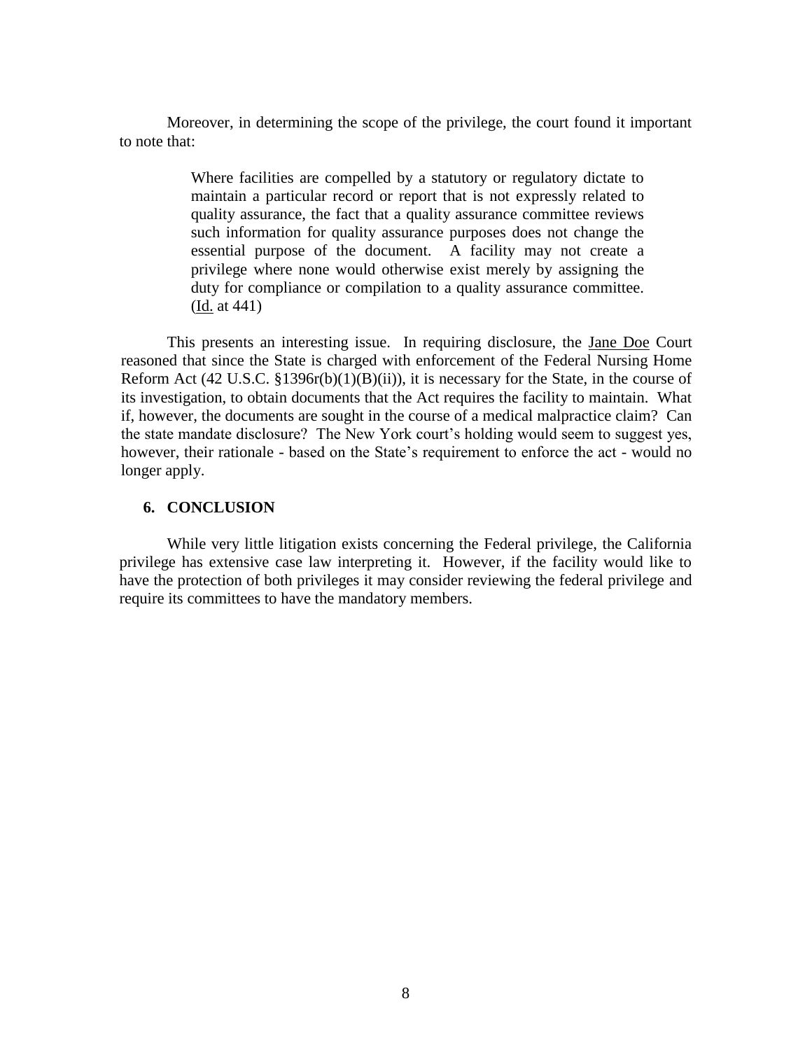Moreover, in determining the scope of the privilege, the court found it important to note that:

> Where facilities are compelled by a statutory or regulatory dictate to maintain a particular record or report that is not expressly related to quality assurance, the fact that a quality assurance committee reviews such information for quality assurance purposes does not change the essential purpose of the document. A facility may not create a privilege where none would otherwise exist merely by assigning the duty for compliance or compilation to a quality assurance committee. (Id. at 441)

This presents an interesting issue. In requiring disclosure, the Jane Doe Court reasoned that since the State is charged with enforcement of the Federal Nursing Home Reform Act (42 U.S.C. §1396r(b)(1)(B)(ii)), it is necessary for the State, in the course of its investigation, to obtain documents that the Act requires the facility to maintain. What if, however, the documents are sought in the course of a medical malpractice claim? Can the state mandate disclosure? The New York court's holding would seem to suggest yes, however, their rationale - based on the State's requirement to enforce the act - would no longer apply.

## 6. CONCLUSION

While very little litigation exists concerning the Federal privilege, the California privilege has extensive case law interpreting it. However, if the facility would like to have the protection of both privileges it may consider reviewing the federal privilege and require its committees to have the mandatory members.